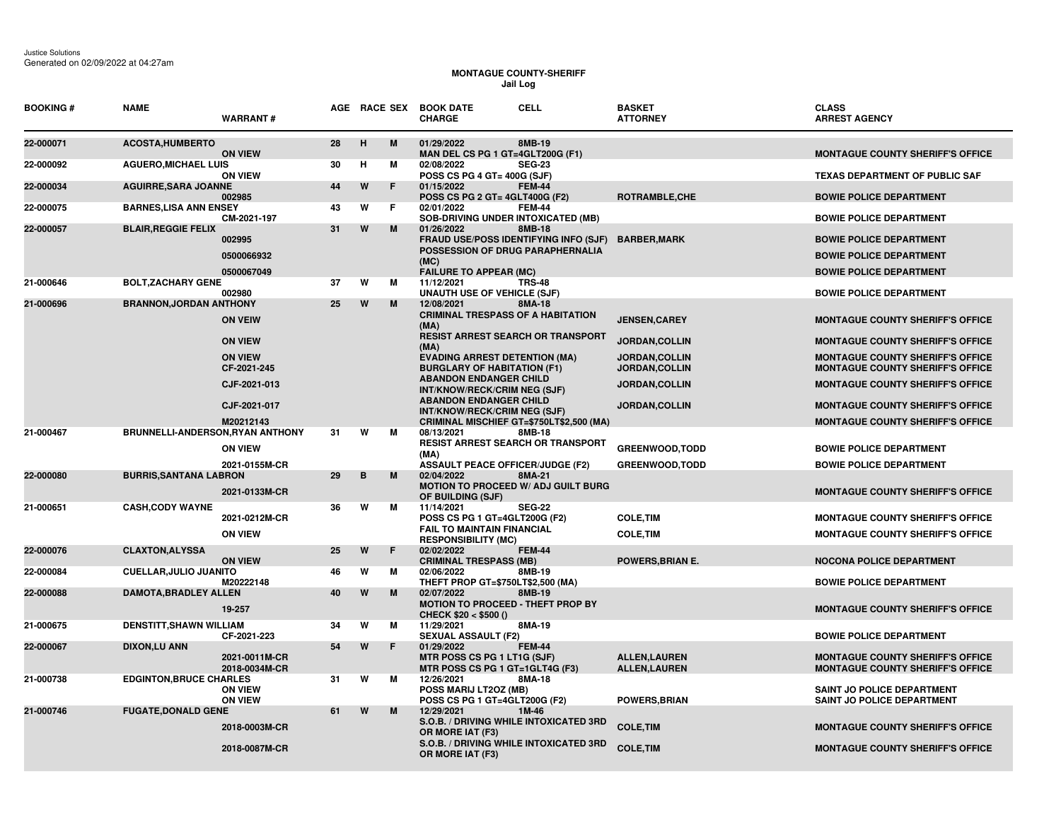Justice Solutions
Generated on 02/09/2022 at 04:27am

# MONTAGUE COUNTY-SHERIFF
## Jail Log

| BOOKING # | NAME | WARRANT # | AGE | RACE | SEX | BOOK DATE / CHARGE | CELL | BASKET / ATTORNEY | CLASS / ARREST AGENCY |
|---|---|---|---|---|---|---|---|---|---|
| 22-000071 | ACOSTA,HUMBERTO | | 28 | H | M | 01/29/2022 | 8MB-19 | | |
| | | ON VIEW | | | | MAN DEL CS PG 1 GT=4GLT200G (F1) | | | MONTAGUE COUNTY SHERIFF'S OFFICE |
| 22-000092 | AGUERO,MICHAEL LUIS | | 30 | H | M | 02/08/2022 | SEG-23 | | |
| | | ON VIEW | | | | POSS CS PG 4 GT= 400G (SJF) | | | TEXAS DEPARTMENT OF PUBLIC SAF |
| 22-000034 | AGUIRRE,SARA JOANNE | | 44 | W | F | 01/15/2022 | FEM-44 | | |
| | | 002985 | | | | POSS CS PG 2 GT= 4GLT400G (F2) | | ROTRAMBLE,CHE | BOWIE POLICE DEPARTMENT |
| 22-000075 | BARNES,LISA ANN ENSEY | | 43 | W | F | 02/01/2022 | FEM-44 | | |
| | | CM-2021-197 | | | | SOB-DRIVING UNDER INTOXICATED (MB) | | | BOWIE POLICE DEPARTMENT |
| 22-000057 | BLAIR,REGGIE FELIX | | 31 | W | M | 01/26/2022 | 8MB-18 | | |
| | | 002995 | | | | FRAUD USE/POSS IDENTIFYING INFO (SJF) | | BARBER,MARK | BOWIE POLICE DEPARTMENT |
| | | 0500066932 | | | | POSSESSION OF DRUG PARAPHERNALIA (MC) | | | BOWIE POLICE DEPARTMENT |
| | | 0500067049 | | | | FAILURE TO APPEAR (MC) | | | BOWIE POLICE DEPARTMENT |
| 21-000646 | BOLT,ZACHARY GENE | | 37 | W | M | 11/12/2021 | TRS-48 | | |
| | | 002980 | | | | UNAUTH USE OF VEHICLE (SJF) | | | BOWIE POLICE DEPARTMENT |
| 21-000696 | BRANNON,JORDAN ANTHONY | | 25 | W | M | 12/08/2021 | 8MA-18 | | |
| | | ON VEIW | | | | CRIMINAL TRESPASS OF A HABITATION (MA) | | JENSEN,CAREY | MONTAGUE COUNTY SHERIFF'S OFFICE |
| | | ON VIEW | | | | RESIST ARREST SEARCH OR TRANSPORT (MA) | | JORDAN,COLLIN | MONTAGUE COUNTY SHERIFF'S OFFICE |
| | | ON VIEW | | | | EVADING ARREST DETENTION (MA) | | JORDAN,COLLIN | MONTAGUE COUNTY SHERIFF'S OFFICE |
| | | CF-2021-245 | | | | BURGLARY OF HABITATION (F1) | | JORDAN,COLLIN | MONTAGUE COUNTY SHERIFF'S OFFICE |
| | | CJF-2021-013 | | | | ABANDON ENDANGER CHILD INT/KNOW/RECK/CRIM NEG (SJF) | | JORDAN,COLLIN | MONTAGUE COUNTY SHERIFF'S OFFICE |
| | | CJF-2021-017 | | | | ABANDON ENDANGER CHILD INT/KNOW/RECK/CRIM NEG (SJF) | | JORDAN,COLLIN | MONTAGUE COUNTY SHERIFF'S OFFICE |
| | | M20212143 | | | | CRIMINAL MISCHIEF GT=$750LT$2,500 (MA) | | | MONTAGUE COUNTY SHERIFF'S OFFICE |
| 21-000467 | BRUNNELLI-ANDERSON,RYAN ANTHONY | | 31 | W | M | 08/13/2021 | 8MB-18 | | |
| | | ON VIEW | | | | RESIST ARREST SEARCH OR TRANSPORT (MA) | | GREENWOOD,TODD | BOWIE POLICE DEPARTMENT |
| | | 2021-0155M-CR | | | | ASSAULT PEACE OFFICER/JUDGE (F2) | | GREENWOOD,TODD | BOWIE POLICE DEPARTMENT |
| 22-000080 | BURRIS,SANTANA LABRON | | 29 | B | M | 02/04/2022 | 8MA-21 | | |
| | | 2021-0133M-CR | | | | MOTION TO PROCEED W/ ADJ GUILT BURG OF BUILDING (SJF) | | | MONTAGUE COUNTY SHERIFF'S OFFICE |
| 21-000651 | CASH,CODY WAYNE | | 36 | W | M | 11/14/2021 | SEG-22 | | |
| | | 2021-0212M-CR | | | | POSS CS PG 1 GT=4GLT200G (F2) | | COLE,TIM | MONTAGUE COUNTY SHERIFF'S OFFICE |
| | | ON VIEW | | | | FAIL TO MAINTAIN FINANCIAL RESPONSIBILITY (MC) | | COLE,TIM | MONTAGUE COUNTY SHERIFF'S OFFICE |
| 22-000076 | CLAXTON,ALYSSA | | 25 | W | F | 02/02/2022 | FEM-44 | | |
| | | ON VIEW | | | | CRIMINAL TRESPASS (MB) | | POWERS,BRIAN E. | NOCONA POLICE DEPARTMENT |
| 22-000084 | CUELLAR,JULIO JUANITO | | 46 | W | M | 02/06/2022 | 8MB-19 | | |
| | | M20222148 | | | | THEFT PROP GT=$750LT$2,500 (MA) | | | BOWIE POLICE DEPARTMENT |
| 22-000088 | DAMOTA,BRADLEY ALLEN | | 40 | W | M | 02/07/2022 | 8MB-19 | | |
| | | 19-257 | | | | MOTION TO PROCEED - THEFT PROP BY CHECK $20 < $500 () | | | MONTAGUE COUNTY SHERIFF'S OFFICE |
| 21-000675 | DENSTITT,SHAWN WILLIAM | | 34 | W | M | 11/29/2021 | 8MA-19 | | |
| | | CF-2021-223 | | | | SEXUAL ASSAULT (F2) | | | BOWIE POLICE DEPARTMENT |
| 22-000067 | DIXON,LU ANN | | 54 | W | F | 01/29/2022 | FEM-44 | | |
| | | 2021-0011M-CR | | | | MTR POSS CS PG 1 LT1G (SJF) | | ALLEN,LAUREN | MONTAGUE COUNTY SHERIFF'S OFFICE |
| | | 2018-0034M-CR | | | | MTR POSS CS PG 1 GT=1GLT4G (F3) | | ALLEN,LAUREN | MONTAGUE COUNTY SHERIFF'S OFFICE |
| 21-000738 | EDGINTON,BRUCE CHARLES | | 31 | W | M | 12/26/2021 | 8MA-18 | | |
| | | ON VIEW | | | | POSS MARIJ LT2OZ (MB) | | | SAINT JO POLICE DEPARTMENT |
| | | ON VIEW | | | | POSS CS PG 1 GT=4GLT200G (F2) | | POWERS,BRIAN | SAINT JO POLICE DEPARTMENT |
| 21-000746 | FUGATE,DONALD GENE | | 61 | W | M | 12/29/2021 | 1M-46 | | |
| | | 2018-0003M-CR | | | | S.O.B. / DRIVING WHILE INTOXICATED 3RD OR MORE IAT (F3) | | COLE,TIM | MONTAGUE COUNTY SHERIFF'S OFFICE |
| | | 2018-0087M-CR | | | | S.O.B. / DRIVING WHILE INTOXICATED 3RD OR MORE IAT (F3) | | COLE,TIM | MONTAGUE COUNTY SHERIFF'S OFFICE |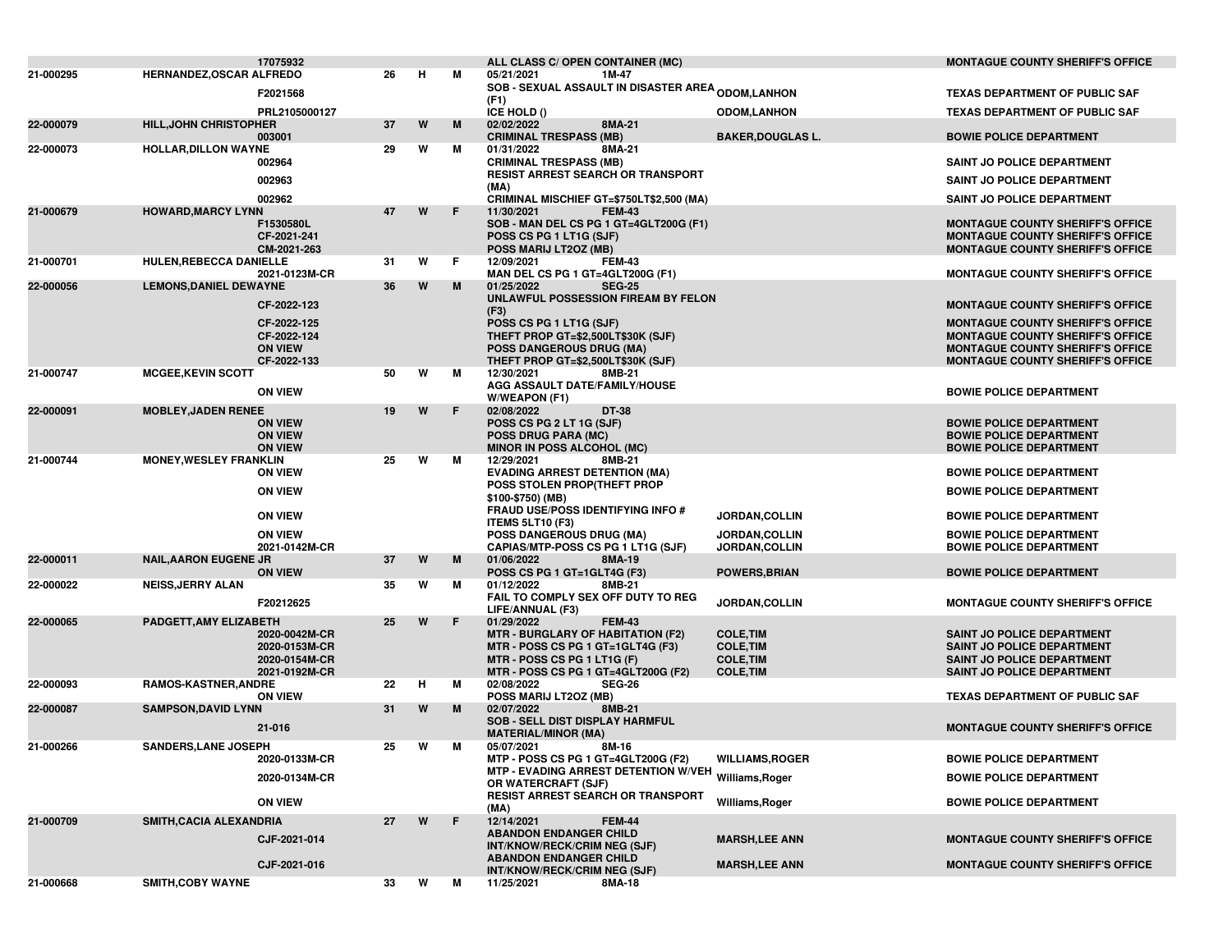| | | | | | | | |
|---|---|---|---|---|---|---|---|
| | 17075932 | | | | ALL CLASS C/ OPEN CONTAINER (MC) | | MONTAGUE COUNTY SHERIFF'S OFFICE |
| 21-000295 | HERNANDEZ,OSCAR ALFREDO | 26 | H | M | 05/21/2021 1M-47 | | |
| | F2021568 | | | | SOB - SEXUAL ASSAULT IN DISASTER AREA (F1) | ODOM,LANHON | TEXAS DEPARTMENT OF PUBLIC SAF |
| | PRL2105000127 | | | | ICE HOLD () | ODOM,LANHON | TEXAS DEPARTMENT OF PUBLIC SAF |
| 22-000079 | HILL,JOHN CHRISTOPHER | 37 | W | M | 02/02/2022 8MA-21 | | |
| | 003001 | | | | CRIMINAL TRESPASS (MB) | BAKER,DOUGLAS L. | BOWIE POLICE DEPARTMENT |
| 22-000073 | HOLLAR,DILLON WAYNE | 29 | W | M | 01/31/2022 8MA-21 | | |
| | 002964 | | | | CRIMINAL TRESPASS (MB) | | SAINT JO POLICE DEPARTMENT |
| | 002963 | | | | RESIST ARREST SEARCH OR TRANSPORT (MA) | | SAINT JO POLICE DEPARTMENT |
| | 002962 | | | | CRIMINAL MISCHIEF GT=$750LT$2,500 (MA) | | SAINT JO POLICE DEPARTMENT |
| 21-000679 | HOWARD,MARCY LYNN | 47 | W | F | 11/30/2021 FEM-43 | | |
| | F1530580L | | | | SOB - MAN DEL CS PG 1 GT=4GLT200G (F1) | | MONTAGUE COUNTY SHERIFF'S OFFICE |
| | CF-2021-241 | | | | POSS CS PG 1 LT1G (SJF) | | MONTAGUE COUNTY SHERIFF'S OFFICE |
| | CM-2021-263 | | | | POSS MARIJ LT2OZ (MB) | | MONTAGUE COUNTY SHERIFF'S OFFICE |
| 21-000701 | HULEN,REBECCA DANIELLE | 31 | W | F | 12/09/2021 FEM-43 | | |
| | 2021-0123M-CR | | | | MAN DEL CS PG 1 GT=4GLT200G (F1) | | MONTAGUE COUNTY SHERIFF'S OFFICE |
| 22-000056 | LEMONS,DANIEL DEWAYNE | 36 | W | M | 01/25/2022 SEG-25 | | |
| | CF-2022-123 | | | | UNLAWFUL POSSESSION FIREAM BY FELON (F3) | | MONTAGUE COUNTY SHERIFF'S OFFICE |
| | CF-2022-125 | | | | POSS CS PG 1 LT1G (SJF) | | MONTAGUE COUNTY SHERIFF'S OFFICE |
| | CF-2022-124 | | | | THEFT PROP GT=$2,500LT$30K (SJF) | | MONTAGUE COUNTY SHERIFF'S OFFICE |
| | ON VIEW | | | | POSS DANGEROUS DRUG (MA) | | MONTAGUE COUNTY SHERIFF'S OFFICE |
| | CF-2022-133 | | | | THEFT PROP GT=$2,500LT$30K (SJF) | | MONTAGUE COUNTY SHERIFF'S OFFICE |
| 21-000747 | MCGEE,KEVIN SCOTT | 50 | W | M | 12/30/2021 8MB-21 | | |
| | ON VIEW | | | | AGG ASSAULT DATE/FAMILY/HOUSE W/WEAPON (F1) | | BOWIE POLICE DEPARTMENT |
| 22-000091 | MOBLEY,JADEN RENEE | 19 | W | F | 02/08/2022 DT-38 | | |
| | ON VIEW | | | | POSS CS PG 2 LT 1G (SJF) | | BOWIE POLICE DEPARTMENT |
| | ON VIEW | | | | POSS DRUG PARA (MC) | | BOWIE POLICE DEPARTMENT |
| | ON VIEW | | | | MINOR IN POSS ALCOHOL (MC) | | BOWIE POLICE DEPARTMENT |
| 21-000744 | MONEY,WESLEY FRANKLIN | 25 | W | M | 12/29/2021 8MB-21 | | |
| | ON VIEW | | | | EVADING ARREST DETENTION (MA) | | BOWIE POLICE DEPARTMENT |
| | ON VIEW | | | | POSS STOLEN PROP(THEFT PROP $100-$750) (MB) | | BOWIE POLICE DEPARTMENT |
| | ON VIEW | | | | FRAUD USE/POSS IDENTIFYING INFO # ITEMS 5LT10 (F3) | JORDAN,COLLIN | BOWIE POLICE DEPARTMENT |
| | ON VIEW | | | | POSS DANGEROUS DRUG (MA) | JORDAN,COLLIN | BOWIE POLICE DEPARTMENT |
| | 2021-0142M-CR | | | | CAPIAS/MTP-POSS CS PG 1 LT1G (SJF) | JORDAN,COLLIN | BOWIE POLICE DEPARTMENT |
| 22-000011 | NAIL,AARON EUGENE JR | 37 | W | M | 01/06/2022 8MA-19 | | |
| | ON VIEW | | | | POSS CS PG 1 GT=1GLT4G (F3) | POWERS,BRIAN | BOWIE POLICE DEPARTMENT |
| 22-000022 | NEISS,JERRY ALAN | 35 | W | M | 01/12/2022 8MB-21 | | |
| | F20212625 | | | | FAIL TO COMPLY SEX OFF DUTY TO REG LIFE/ANNUAL (F3) | JORDAN,COLLIN | MONTAGUE COUNTY SHERIFF'S OFFICE |
| 22-000065 | PADGETT,AMY ELIZABETH | 25 | W | F | 01/29/2022 FEM-43 | | |
| | 2020-0042M-CR | | | | MTR - BURGLARY OF HABITATION (F2) | COLE,TIM | SAINT JO POLICE DEPARTMENT |
| | 2020-0153M-CR | | | | MTR - POSS CS PG 1 GT=1GLT4G (F3) | COLE,TIM | SAINT JO POLICE DEPARTMENT |
| | 2020-0154M-CR | | | | MTR - POSS CS PG 1 LT1G (F) | COLE,TIM | SAINT JO POLICE DEPARTMENT |
| | 2021-0192M-CR | | | | MTR - POSS CS PG 1 GT=4GLT200G (F2) | COLE,TIM | SAINT JO POLICE DEPARTMENT |
| 22-000093 | RAMOS-KASTNER,ANDRE | 22 | H | M | 02/08/2022 SEG-26 | | |
| | ON VIEW | | | | POSS MARIJ LT2OZ (MB) | | TEXAS DEPARTMENT OF PUBLIC SAF |
| 22-000087 | SAMPSON,DAVID LYNN | 31 | W | M | 02/07/2022 8MB-21 | | |
| | 21-016 | | | | SOB - SELL DIST DISPLAY HARMFUL MATERIAL/MINOR (MA) | | MONTAGUE COUNTY SHERIFF'S OFFICE |
| 21-000266 | SANDERS,LANE JOSEPH | 25 | W | M | 05/07/2021 8M-16 | | |
| | 2020-0133M-CR | | | | MTP - POSS CS PG 1 GT=4GLT200G (F2) | WILLIAMS,ROGER | BOWIE POLICE DEPARTMENT |
| | 2020-0134M-CR | | | | MTP - EVADING ARREST DETENTION W/VEH OR WATERCRAFT (SJF) | Williams,Roger | BOWIE POLICE DEPARTMENT |
| | ON VIEW | | | | RESIST ARREST SEARCH OR TRANSPORT (MA) | Williams,Roger | BOWIE POLICE DEPARTMENT |
| 21-000709 | SMITH,CACIA ALEXANDRIA | 27 | W | F | 12/14/2021 FEM-44 | | |
| | CJF-2021-014 | | | | ABANDON ENDANGER CHILD INT/KNOW/RECK/CRIM NEG (SJF) | MARSH,LEE ANN | MONTAGUE COUNTY SHERIFF'S OFFICE |
| | CJF-2021-016 | | | | ABANDON ENDANGER CHILD INT/KNOW/RECK/CRIM NEG (SJF) | MARSH,LEE ANN | MONTAGUE COUNTY SHERIFF'S OFFICE |
| 21-000668 | SMITH,COBY WAYNE | 33 | W | M | 11/25/2021 8MA-18 | | |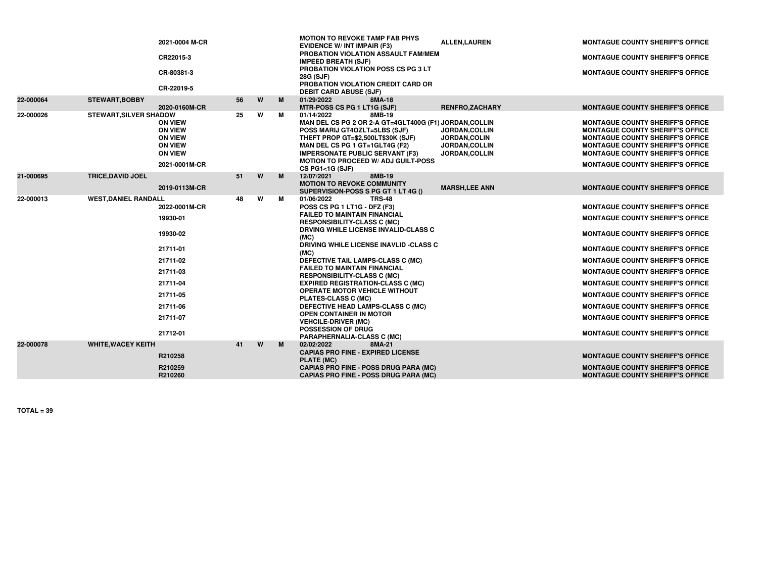| | | | | | | | | |
|---|---|---|---|---|---|---|---|---|
| | | 2021-0004 M-CR | | | | MOTION TO REVOKE TAMP FAB PHYS EVIDENCE W/ INT IMPAIR (F3) | ALLEN,LAUREN | MONTAGUE COUNTY SHERIFF'S OFFICE |
| | | CR22015-3 | | | | PROBATION VIOLATION ASSAULT FAM/MEM IMPEED BREATH (SJF) | | MONTAGUE COUNTY SHERIFF'S OFFICE |
| | | CR-80381-3 | | | | PROBATION VIOLATION POSS CS PG 3 LT 28G (SJF) | | MONTAGUE COUNTY SHERIFF'S OFFICE |
| | | CR-22019-5 | | | | PROBATION VIOLATION CREDIT CARD OR DEBIT CARD ABUSE (SJF) | | |
| 22-000064 | STEWART,BOBBY | | 56 | W | M | 01/29/2022 8MA-18 | | |
| | | 2020-0160M-CR | | | | MTR-POSS CS PG 1 LT1G (SJF) | RENFRO,ZACHARY | MONTAGUE COUNTY SHERIFF'S OFFICE |
| 22-000026 | STEWART,SILVER SHADOW | | 25 | W | M | 01/14/2022 8MB-19 | | |
| | | ON VIEW | | | | MAN DEL CS PG 2 OR 2-A GT=4GLT400G (F1) | JORDAN,COLLIN | MONTAGUE COUNTY SHERIFF'S OFFICE |
| | | ON VIEW | | | | POSS MARIJ GT4OZLT=5LBS (SJF) | JORDAN,COLLIN | MONTAGUE COUNTY SHERIFF'S OFFICE |
| | | ON VIEW | | | | THEFT PROP GT=$2,500LT$30K (SJF) | JORDAN,COLIN | MONTAGUE COUNTY SHERIFF'S OFFICE |
| | | ON VIEW | | | | MAN DEL CS PG 1 GT=1GLT4G (F2) | JORDAN,COLLIN | MONTAGUE COUNTY SHERIFF'S OFFICE |
| | | ON VIEW | | | | IMPERSONATE PUBLIC SERVANT (F3) | JORDAN,COLLIN | MONTAGUE COUNTY SHERIFF'S OFFICE |
| | | 2021-0001M-CR | | | | MOTION TO PROCEED W/ ADJ GUILT-POSS CS PG1<1G (SJF) | | MONTAGUE COUNTY SHERIFF'S OFFICE |
| 21-000695 | TRICE,DAVID JOEL | | 51 | W | M | 12/07/2021 8MB-19 | | |
| | | 2019-0113M-CR | | | | MOTION TO REVOKE COMMUNITY SUPERVISION-POSS S PG GT 1 LT 4G () | MARSH,LEE ANN | MONTAGUE COUNTY SHERIFF'S OFFICE |
| 22-000013 | WEST,DANIEL RANDALL | | 48 | W | M | 01/06/2022 TRS-48 | | |
| | | 2022-0001M-CR | | | | POSS CS PG 1 LT1G - DFZ (F3) | | MONTAGUE COUNTY SHERIFF'S OFFICE |
| | | 19930-01 | | | | FAILED TO MAINTAIN FINANCIAL RESPONSIBILITY-CLASS C (MC) | | MONTAGUE COUNTY SHERIFF'S OFFICE |
| | | 19930-02 | | | | DRVING WHILE LICENSE INVALID-CLASS C (MC) | | MONTAGUE COUNTY SHERIFF'S OFFICE |
| | | 21711-01 | | | | DRIVING WHILE LICENSE INAVLID -CLASS C (MC) | | MONTAGUE COUNTY SHERIFF'S OFFICE |
| | | 21711-02 | | | | DEFECTIVE TAIL LAMPS-CLASS C (MC) | | MONTAGUE COUNTY SHERIFF'S OFFICE |
| | | 21711-03 | | | | FAILED TO MAINTAIN FINANCIAL RESPONSIBILITY-CLASS C (MC) | | MONTAGUE COUNTY SHERIFF'S OFFICE |
| | | 21711-04 | | | | EXPIRED REGISTRATION-CLASS C (MC) | | MONTAGUE COUNTY SHERIFF'S OFFICE |
| | | 21711-05 | | | | OPERATE MOTOR VEHICLE WITHOUT PLATES-CLASS C (MC) | | MONTAGUE COUNTY SHERIFF'S OFFICE |
| | | 21711-06 | | | | DEFECTIVE HEAD LAMPS-CLASS C (MC) | | MONTAGUE COUNTY SHERIFF'S OFFICE |
| | | 21711-07 | | | | OPEN CONTAINER IN MOTOR VEHCILE-DRIVER (MC) | | MONTAGUE COUNTY SHERIFF'S OFFICE |
| | | 21712-01 | | | | POSSESSION OF DRUG PARAPHERNALIA-CLASS C (MC) | | MONTAGUE COUNTY SHERIFF'S OFFICE |
| 22-000078 | WHITE,WACEY KEITH | | 41 | W | M | 02/02/2022 8MA-21 | | |
| | | R210258 | | | | CAPIAS PRO FINE - EXPIRED LICENSE PLATE (MC) | | MONTAGUE COUNTY SHERIFF'S OFFICE |
| | | R210259 | | | | CAPIAS PRO FINE - POSS DRUG PARA (MC) | | MONTAGUE COUNTY SHERIFF'S OFFICE |
| | | R210260 | | | | CAPIAS PRO FINE - POSS DRUG PARA (MC) | | MONTAGUE COUNTY SHERIFF'S OFFICE |

TOTAL = 39